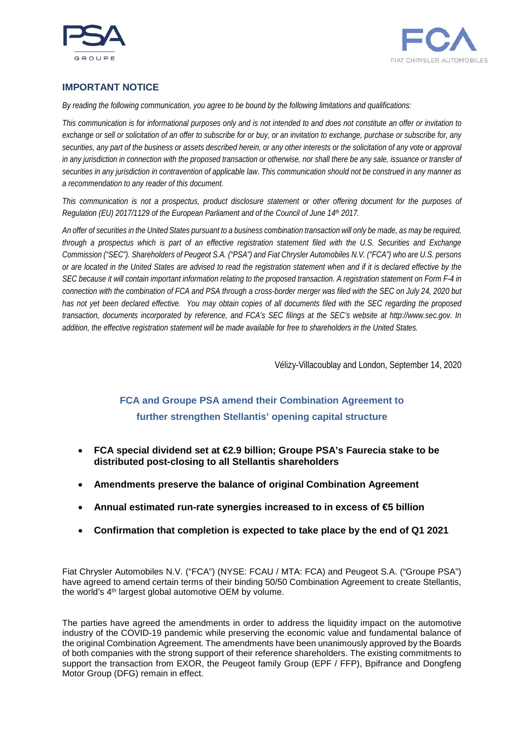## IMPORTANT NOTICE

*By reading the following communication, you agree to be bound by the following limitations and qualifications:*

*This communication is for informational purposes only and is not intended to and does not constitute an offer or invitation to exchange or sell or solicitation of an offer to subscribe for or buy, or an invitation to exchange, purchase or subscribe for, any securities, any part of the business or assets described herein, or any other interests or the solicitation of any vote or approval in any jurisdiction in connection with the proposed transaction or otherwise, nor shall there be any sale, issuance or transfer of securities in any jurisdiction in contravention of applicable law. This communication should not be construed in any manner as a recommendation to any reader of this document.*

*This communication is not a prospectus, product disclosure statement or other offering document for the purposes of Regulation (EU) 2017/1129 of the European Parliament and of the Council of June 14th 2017.*

*An offer of securities in the United States pursuant to a business combination transaction will only be made, as may be required, through a prospectus which is part of an effective registration statement filed with the U.S. Securities and Exchange Commission ("SEC"). Shareholders of Peugeot S.A. ("PSA") and Fiat Chrysler Automobiles N.V. ("FCA") who are U.S. persons or are located in the United States are advised to read the registration statement when and if it is declared effective by the SEC because it will contain important information relating to the proposed transaction. A registration statement on Form F-4 in connection with the combination of FCA and PSA through a cross-border merger was filed with the SEC on July 24, 2020 but has not yet been declared effective. You may obtain copies of all documents filed with the SEC regarding the proposed transaction, documents incorporated by reference, and FCA's SEC filings at the SEC's website at http://www.sec.gov. In addition, the effective registration statement will be made available for free to shareholders in the United States.*

Vélizy-Villacoublay and London, September 14, 2020

# FCA and Groupe PSA amend their Combination Agreement to further strengthen Stellantis' opening capital structure

- **FCA special dividend set at €2.9 billion; Groupe PSA's Faurecia stake to be distributed post-closing to all Stellantis shareholders**
- **Amendments preserve the balance of original Combination Agreement**
- **Annual estimated run-rate synergies increased to in excess of €5 billion**
- **Confirmation that completion is expected to take place by the end of Q1 2021**

Fiat Chrysler Automobiles N.V. ("FCA") (NYSE: FCAU / MTA: FCA) and Peugeot S.A. ("Groupe PSA") have agreed to amend certain terms of their binding 50/50 Combination Agreement to create Stellantis, the world's 4th largest global automotive OEM by volume.

The parties have agreed the amendments in order to address the liquidity impact on the automotive industry of the COVID-19 pandemic while preserving the economic value and fundamental balance of the original Combination Agreement. The amendments have been unanimously approved by the Boards of both companies with the strong support of their reference shareholders. The existing commitments to support the transaction from EXOR, the Peugeot family Group (EPF / FFP), Bpifrance and Dongfeng Motor Group (DFG) remain in effect.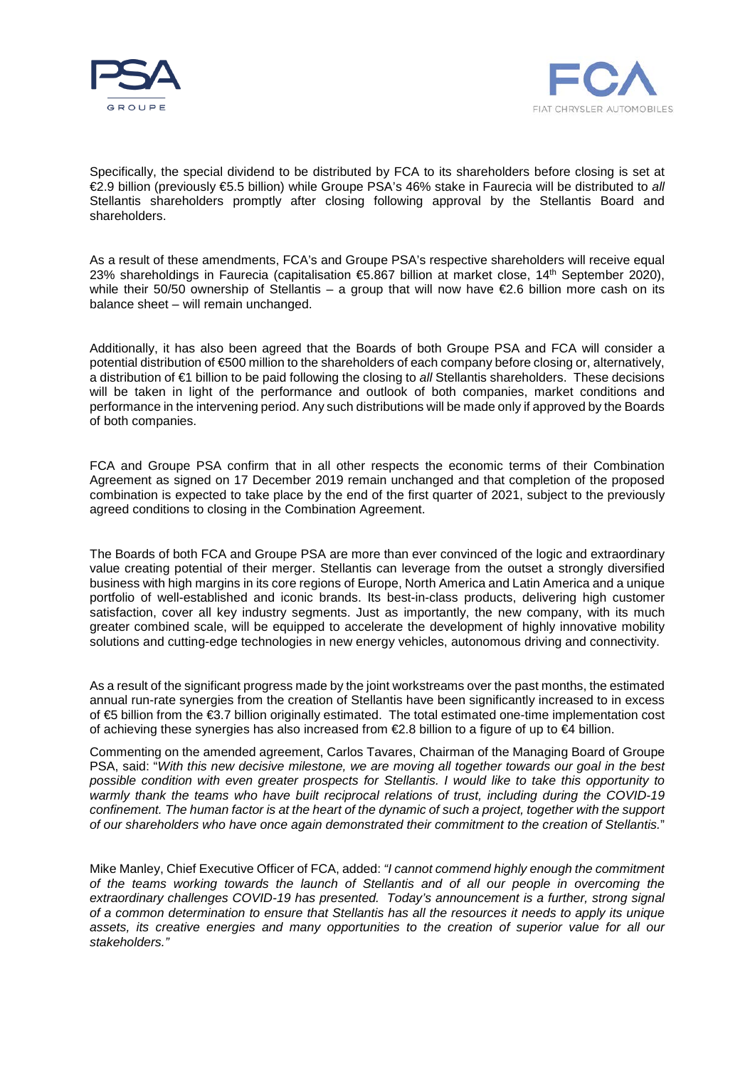Specifically, the special dividend to be distributed by FCA to its shareholders before closing is set at €2.9 billion (previously €5.5 billion) while Groupe PSA's 46% stake in Faurecia will be distributed to *all* Stellantis shareholders promptly after closing following approval by the Stellantis Board and shareholders.

As a result of these amendments, FCA's and Groupe PSA's respective shareholders will receive equal 23% shareholdings in Faurecia (capitalisation €5.867 billion at market close, 14th September 2020), while their 50/50 ownership of Stellantis – a group that will now have €2.6 billion more cash on its balance sheet – will remain unchanged.

Additionally, it has also been agreed that the Boards of both Groupe PSA and FCA will consider a potential distribution of €500 million to the shareholders of each company before closing or, alternatively, a distribution of €1 billion to be paid following the closing to *all* Stellantis shareholders. These decisions will be taken in light of the performance and outlook of both companies, market conditions and performance in the intervening period. Any such distributions will be made only if approved by the Boards of both companies.

FCA and Groupe PSA confirm that in all other respects the economic terms of their Combination Agreement as signed on 17 December 2019 remain unchanged and that completion of the proposed combination is expected to take place by the end of the first quarter of 2021, subject to the previously agreed conditions to closing in the Combination Agreement.

The Boards of both FCA and Groupe PSA are more than ever convinced of the logic and extraordinary value creating potential of their merger. Stellantis can leverage from the outset a strongly diversified business with high margins in its core regions of Europe, North America and Latin America and a unique portfolio of well-established and iconic brands. Its best-in-class products, delivering high customer satisfaction, cover all key industry segments. Just as importantly, the new company, with its much greater combined scale, will be equipped to accelerate the development of highly innovative mobility solutions and cutting-edge technologies in new energy vehicles, autonomous driving and connectivity.

As a result of the significant progress made by the joint workstreams over the past months, the estimated annual run-rate synergies from the creation of Stellantis have been significantly increased to in excess of €5 billion from the €3.7 billion originally estimated. The total estimated one-time implementation cost of achieving these synergies has also increased from €2.8 billion to a figure of up to €4 billion.

Commenting on the amended agreement, Carlos Tavares, Chairman of the Managing Board of Groupe PSA, said: "*With this new decisive milestone, we are moving all together towards our goal in the best possible condition with even greater prospects for Stellantis. I would like to take this opportunity to warmly thank the teams who have built reciprocal relations of trust, including during the COVID-19 confinement. The human factor is at the heart of the dynamic of such a project, together with the support of our shareholders who have once again demonstrated their commitment to the creation of Stellantis.*"

Mike Manley, Chief Executive Officer of FCA, added: *"I cannot commend highly enough the commitment of the teams working towards the launch of Stellantis and of all our people in overcoming the extraordinary challenges COVID-19 has presented. Today's announcement is a further, strong signal of a common determination to ensure that Stellantis has all the resources it needs to apply its unique assets, its creative energies and many opportunities to the creation of superior value for all our stakeholders."*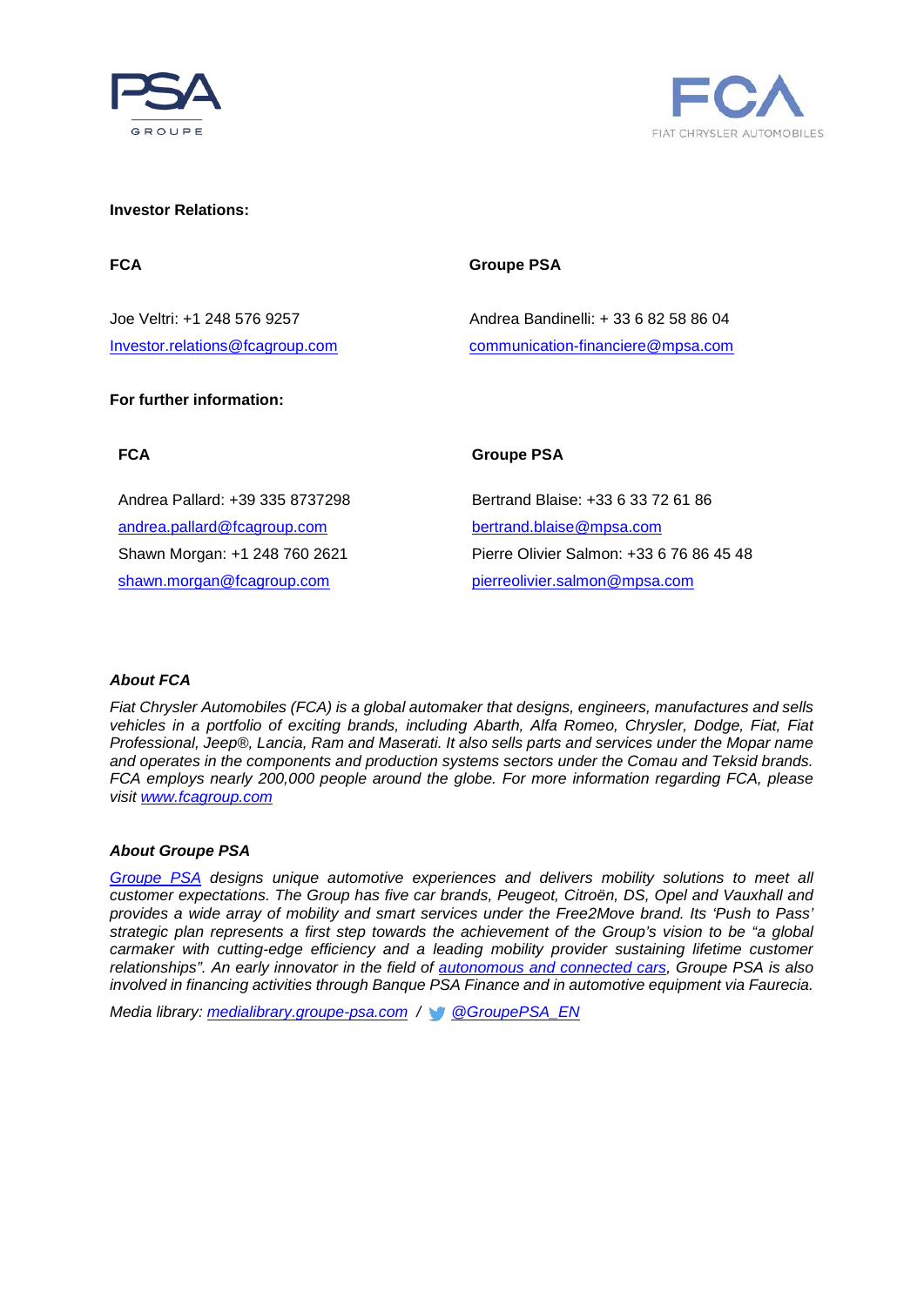**Investor Relations:**

| **FCA** | **Groupe PSA** |
| --- | --- |
| Joe Veltri: +1 248 576 9257 | Andrea Bandinelli: + 33 6 82 58 86 04 |
| Investor.relations@fcagroup.com | communication-financiere@mpsa.com |

**For further information:**

| **FCA** | **Groupe PSA** |
| --- | --- |
| Andrea Pallard: +39 335 8737298 | Bertrand Blaise: +33 6 33 72 61 86 |
| andrea.pallard@fcagroup.com | bertrand.blaise@mpsa.com |
| Shawn Morgan: +1 248 760 2621 | Pierre Olivier Salmon: +33 6 76 86 45 48 |
| shawn.morgan@fcagroup.com | pierreolivier.salmon@mpsa.com |

***About FCA***

*Fiat Chrysler Automobiles (FCA) is a global automaker that designs, engineers, manufactures and sells vehicles in a portfolio of exciting brands, including Abarth, Alfa Romeo, Chrysler, Dodge, Fiat, Fiat Professional, Jeep®, Lancia, Ram and Maserati. It also sells parts and services under the Mopar name and operates in the components and production systems sectors under the Comau and Teksid brands. FCA employs nearly 200,000 people around the globe. For more information regarding FCA, please visit www.fcagroup.com*

***About Groupe PSA***

*Groupe PSA designs unique automotive experiences and delivers mobility solutions to meet all customer expectations. The Group has five car brands, Peugeot, Citroën, DS, Opel and Vauxhall and provides a wide array of mobility and smart services under the Free2Move brand. Its 'Push to Pass' strategic plan represents a first step towards the achievement of the Group's vision to be "a global carmaker with cutting-edge efficiency and a leading mobility provider sustaining lifetime customer relationships". An early innovator in the field of autonomous and connected cars, Groupe PSA is also involved in financing activities through Banque PSA Finance and in automotive equipment via Faurecia.*

*Media library: medialibrary.groupe-psa.com / @GroupePSA_EN*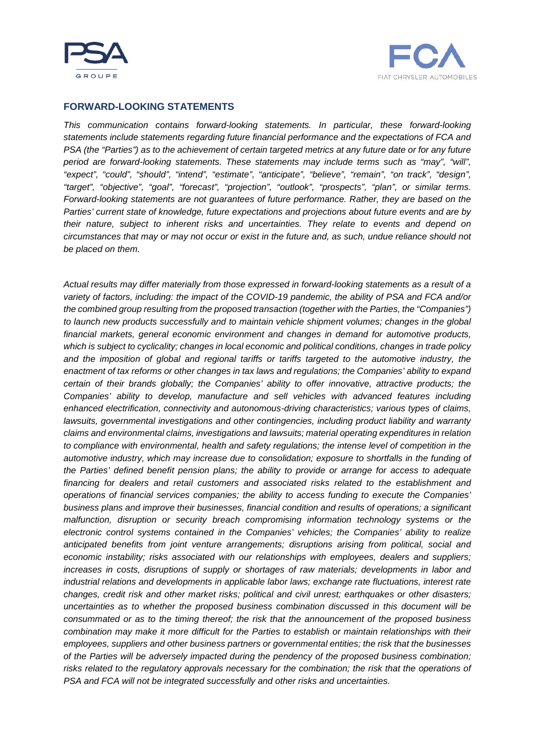## FORWARD-LOOKING STATEMENTS

*This communication contains forward-looking statements. In particular, these forward-looking statements include statements regarding future financial performance and the expectations of FCA and PSA (the "Parties") as to the achievement of certain targeted metrics at any future date or for any future period are forward-looking statements. These statements may include terms such as "may", "will", "expect", "could", "should", "intend", "estimate", "anticipate", "believe", "remain", "on track", "design", "target", "objective", "goal", "forecast", "projection", "outlook", "prospects", "plan", or similar terms. Forward-looking statements are not guarantees of future performance. Rather, they are based on the Parties' current state of knowledge, future expectations and projections about future events and are by their nature, subject to inherent risks and uncertainties. They relate to events and depend on circumstances that may or may not occur or exist in the future and, as such, undue reliance should not be placed on them.*

*Actual results may differ materially from those expressed in forward-looking statements as a result of a variety of factors, including: the impact of the COVID-19 pandemic, the ability of PSA and FCA and/or the combined group resulting from the proposed transaction (together with the Parties, the "Companies") to launch new products successfully and to maintain vehicle shipment volumes; changes in the global financial markets, general economic environment and changes in demand for automotive products, which is subject to cyclicality; changes in local economic and political conditions, changes in trade policy and the imposition of global and regional tariffs or tariffs targeted to the automotive industry, the enactment of tax reforms or other changes in tax laws and regulations; the Companies' ability to expand certain of their brands globally; the Companies' ability to offer innovative, attractive products; the Companies' ability to develop, manufacture and sell vehicles with advanced features including enhanced electrification, connectivity and autonomous-driving characteristics; various types of claims, lawsuits, governmental investigations and other contingencies, including product liability and warranty claims and environmental claims, investigations and lawsuits; material operating expenditures in relation to compliance with environmental, health and safety regulations; the intense level of competition in the automotive industry, which may increase due to consolidation; exposure to shortfalls in the funding of the Parties' defined benefit pension plans; the ability to provide or arrange for access to adequate financing for dealers and retail customers and associated risks related to the establishment and operations of financial services companies; the ability to access funding to execute the Companies' business plans and improve their businesses, financial condition and results of operations; a significant malfunction, disruption or security breach compromising information technology systems or the electronic control systems contained in the Companies' vehicles; the Companies' ability to realize anticipated benefits from joint venture arrangements; disruptions arising from political, social and economic instability; risks associated with our relationships with employees, dealers and suppliers; increases in costs, disruptions of supply or shortages of raw materials; developments in labor and industrial relations and developments in applicable labor laws; exchange rate fluctuations, interest rate changes, credit risk and other market risks; political and civil unrest; earthquakes or other disasters; uncertainties as to whether the proposed business combination discussed in this document will be consummated or as to the timing thereof; the risk that the announcement of the proposed business combination may make it more difficult for the Parties to establish or maintain relationships with their employees, suppliers and other business partners or governmental entities; the risk that the businesses of the Parties will be adversely impacted during the pendency of the proposed business combination; risks related to the regulatory approvals necessary for the combination; the risk that the operations of PSA and FCA will not be integrated successfully and other risks and uncertainties.*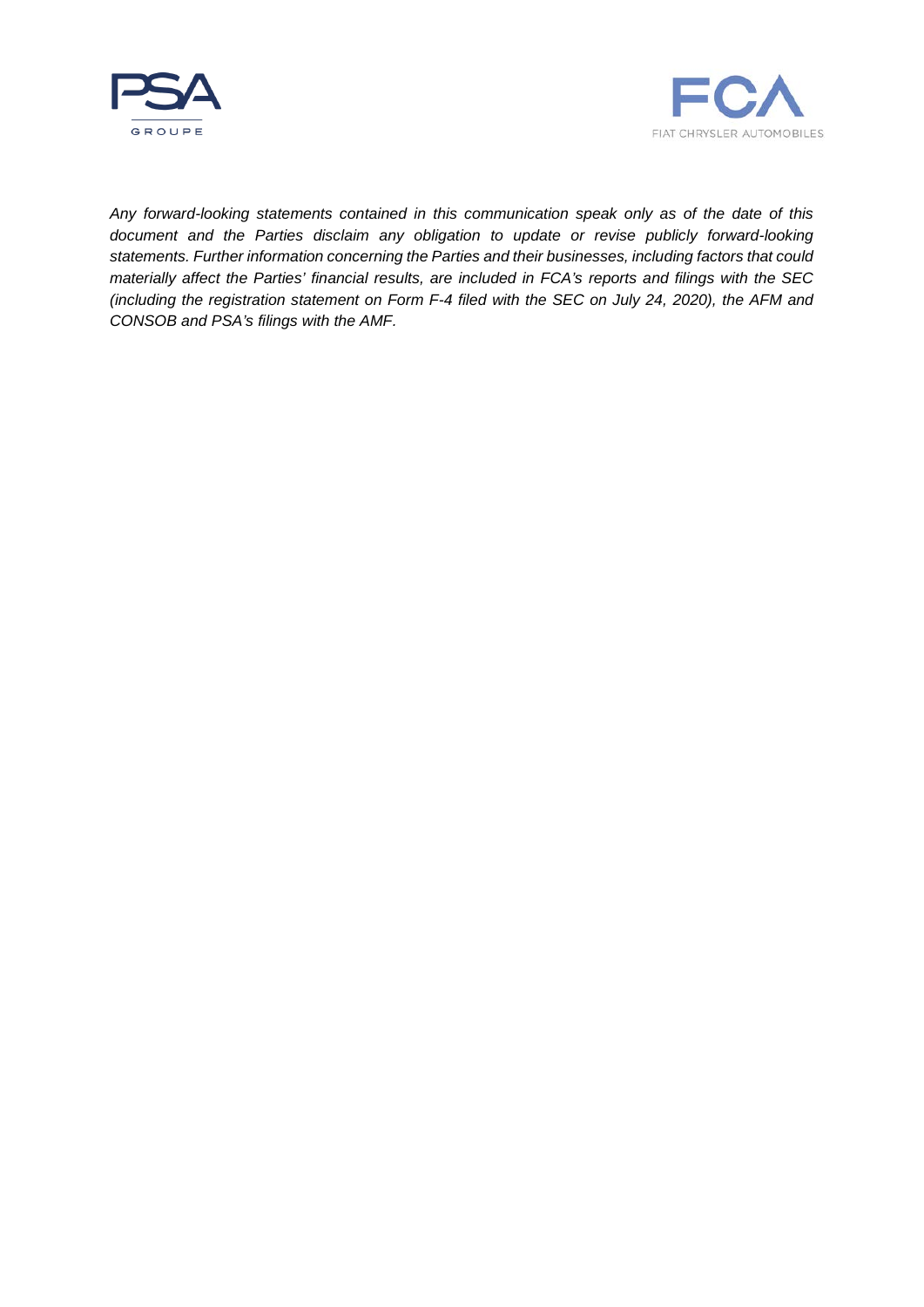*Any forward-looking statements contained in this communication speak only as of the date of this document and the Parties disclaim any obligation to update or revise publicly forward-looking statements. Further information concerning the Parties and their businesses, including factors that could materially affect the Parties' financial results, are included in FCA's reports and filings with the SEC (including the registration statement on Form F-4 filed with the SEC on July 24, 2020), the AFM and CONSOB and PSA's filings with the AMF.*